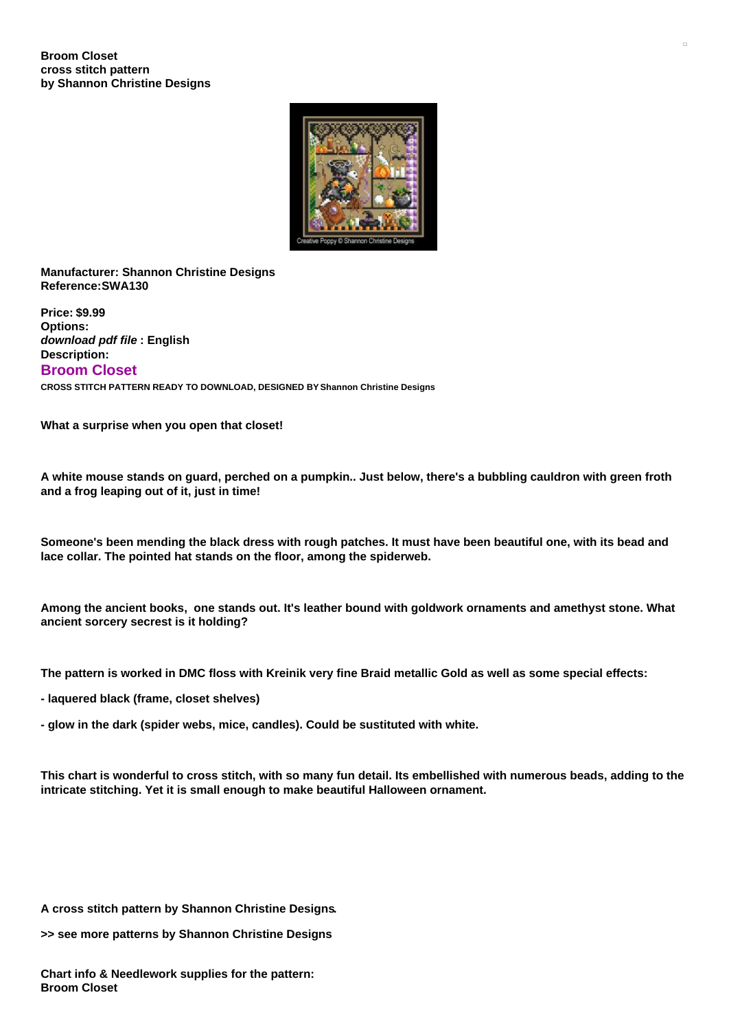**Broom Closet**
**cross stitch pattern**
**by Shannon Christine Designs**

**Manufacturer: Shannon Christine Designs**
**Reference:SWA130**

**Price: $9.99**
**Options:**
***download pdf file* : English**
**Description:**

## Broom Closet

**CROSS STITCH PATTERN READY TO DOWNLOAD, DESIGNED BY Shannon Christine Designs**

**What a surprise when you open that closet!**

**A white mouse stands on guard, perched on a pumpkin.. Just below, there's a bubbling cauldron with green froth and a frog leaping out of it, just in time!**

**Someone's been mending the black dress with rough patches. It must have been beautiful one, with its bead and lace collar. The pointed hat stands on the floor, among the spiderweb.**

**Among the ancient books, one stands out. It's leather bound with goldwork ornaments and amethyst stone. What ancient sorcery secrest is it holding?**

**The pattern is worked in DMC floss with Kreinik very fine Braid metallic Gold as well as some special effects:**

**- laquered black (frame, closet shelves)**

**- glow in the dark (spider webs, mice, candles). Could be sustituted with white.**

**This chart is wonderful to cross stitch, with so many fun detail. Its embellished with numerous beads, adding to the intricate stitching. Yet it is small enough to make beautiful Halloween ornament.**

**A cross stitch pattern by Shannon Christine Designs.**

**>> see more patterns by Shannon Christine Designs**

**Chart info & Needlework supplies for the pattern:**
**Broom Closet**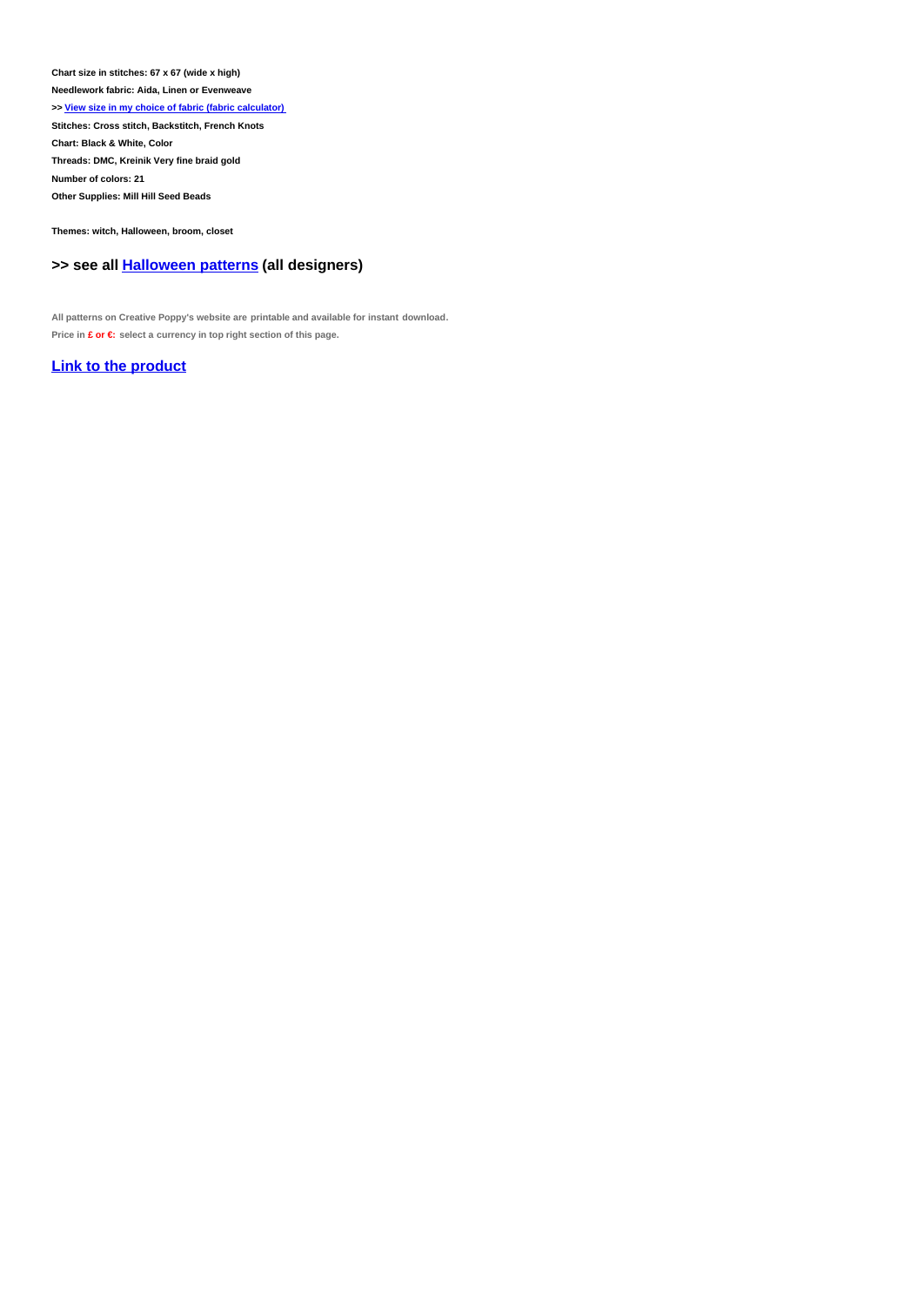**Chart size in stitches: 67 x 67 (wide x high)**

**Needlework fabric: Aida, Linen or Evenweave**

**>> [View size in my choice of fabric (fabric calculator)]**

**Stitches: Cross stitch, Backstitch, French Knots**

**Chart: Black & White, Color**

**Threads: DMC, Kreinik Very fine braid gold**

**Number of colors: 21**

**Other Supplies: Mill Hill Seed Beads**

**Themes: witch, Halloween, broom, closet**

### >> see all Halloween patterns (all designers)

**All patterns on Creative Poppy's website are printable and available for instant download.**

**Price in £ or €: select a currency in top right section of this page.**

### Link to the product